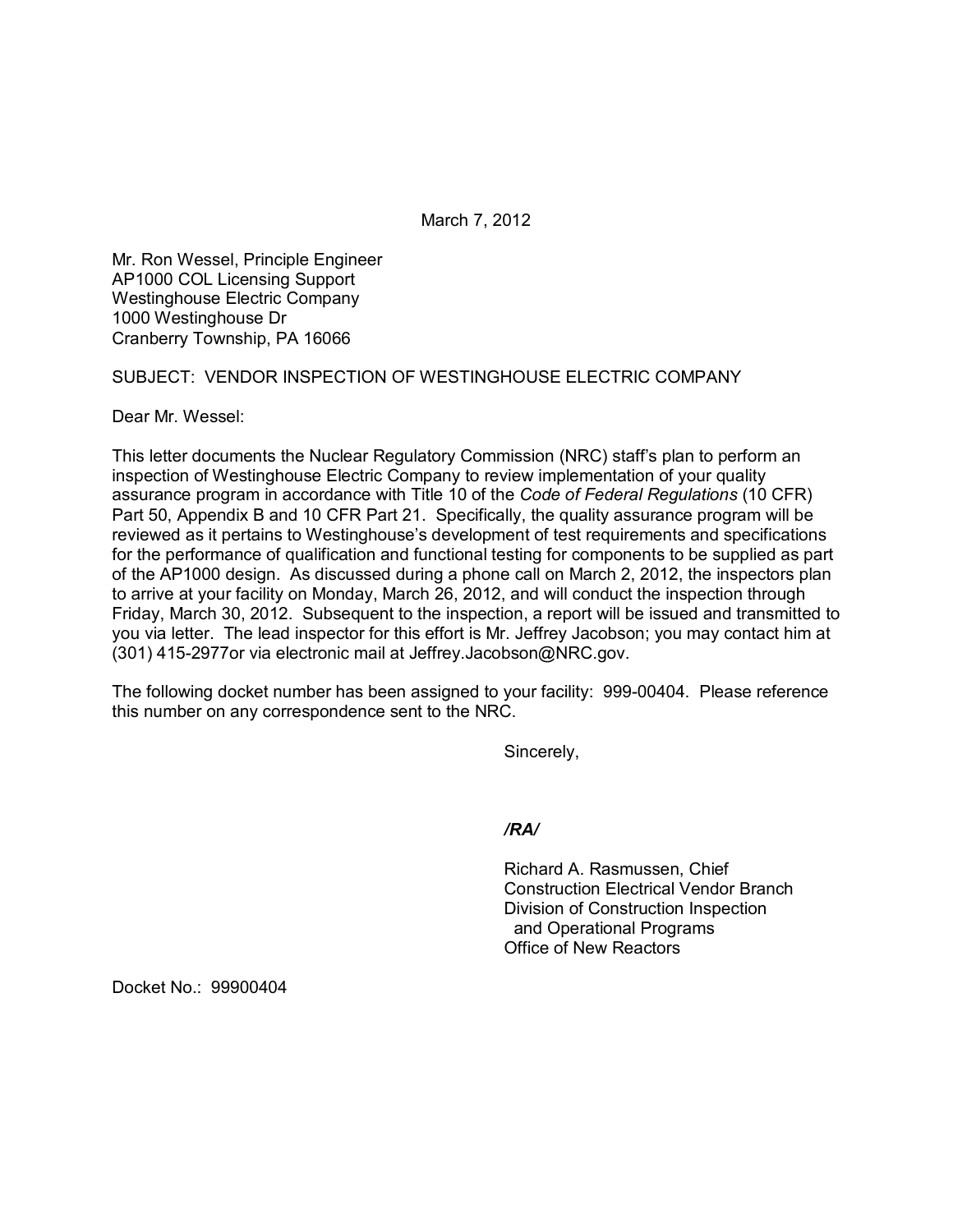March 7, 2012

Mr. Ron Wessel, Principle Engineer
AP1000 COL Licensing Support
Westinghouse Electric Company
1000 Westinghouse Dr
Cranberry Township, PA 16066

SUBJECT: VENDOR INSPECTION OF WESTINGHOUSE ELECTRIC COMPANY

Dear Mr. Wessel:

This letter documents the Nuclear Regulatory Commission (NRC) staff's plan to perform an inspection of Westinghouse Electric Company to review implementation of your quality assurance program in accordance with Title 10 of the *Code of Federal Regulations* (10 CFR) Part 50, Appendix B and 10 CFR Part 21. Specifically, the quality assurance program will be reviewed as it pertains to Westinghouse's development of test requirements and specifications for the performance of qualification and functional testing for components to be supplied as part of the AP1000 design. As discussed during a phone call on March 2, 2012, the inspectors plan to arrive at your facility on Monday, March 26, 2012, and will conduct the inspection through Friday, March 30, 2012. Subsequent to the inspection, a report will be issued and transmitted to you via letter. The lead inspector for this effort is Mr. Jeffrey Jacobson; you may contact him at (301) 415-2977or via electronic mail at Jeffrey.Jacobson@NRC.gov.

The following docket number has been assigned to your facility: 999-00404. Please reference this number on any correspondence sent to the NRC.

Sincerely,

***/RA/***

Richard A. Rasmussen, Chief
Construction Electrical Vendor Branch
Division of Construction Inspection
and Operational Programs
Office of New Reactors

Docket No.: 99900404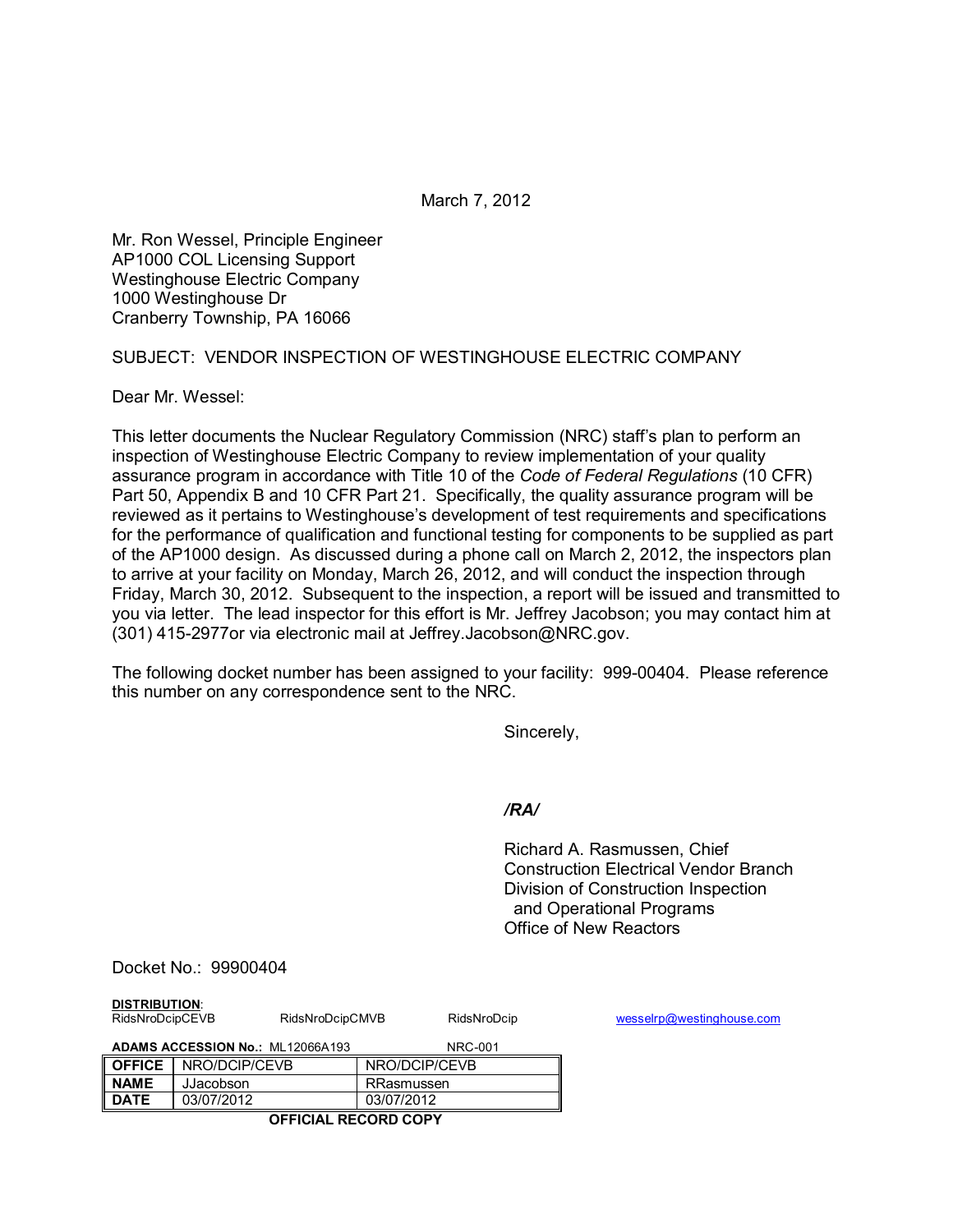March 7, 2012

Mr. Ron Wessel, Principle Engineer
AP1000 COL Licensing Support
Westinghouse Electric Company
1000 Westinghouse Dr
Cranberry Township, PA 16066

SUBJECT: VENDOR INSPECTION OF WESTINGHOUSE ELECTRIC COMPANY

Dear Mr. Wessel:

This letter documents the Nuclear Regulatory Commission (NRC) staff's plan to perform an inspection of Westinghouse Electric Company to review implementation of your quality assurance program in accordance with Title 10 of the *Code of Federal Regulations* (10 CFR) Part 50, Appendix B and 10 CFR Part 21. Specifically, the quality assurance program will be reviewed as it pertains to Westinghouse's development of test requirements and specifications for the performance of qualification and functional testing for components to be supplied as part of the AP1000 design. As discussed during a phone call on March 2, 2012, the inspectors plan to arrive at your facility on Monday, March 26, 2012, and will conduct the inspection through Friday, March 30, 2012. Subsequent to the inspection, a report will be issued and transmitted to you via letter. The lead inspector for this effort is Mr. Jeffrey Jacobson; you may contact him at (301) 415-2977or via electronic mail at Jeffrey.Jacobson@NRC.gov.

The following docket number has been assigned to your facility: 999-00404. Please reference this number on any correspondence sent to the NRC.

Sincerely,

*/RA/*

Richard A. Rasmussen, Chief
Construction Electrical Vendor Branch
Division of Construction Inspection
and Operational Programs
Office of New Reactors

Docket No.: 99900404

**DISTRIBUTION**:
RidsNroDcipCEVB RidsNroDcipCMVB RidsNroDcip wesselrp@westinghouse.com

**ADAMS ACCESSION No.:** ML12066A193 NRC-001

| | | |
|---|---|---|
| **OFFICE** | NRO/DCIP/CEVB | NRO/DCIP/CEVB |
| **NAME** | JJacobson | RRasmussen |
| **DATE** | 03/07/2012 | 03/07/2012 |

**OFFICIAL RECORD COPY**